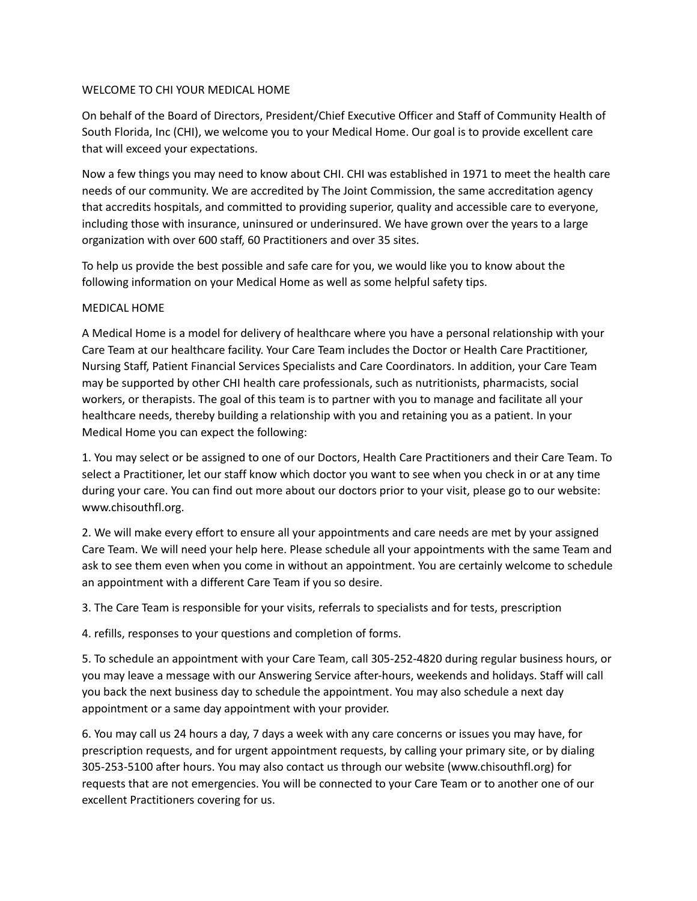# WELCOME TO CHI YOUR MEDICAL HOME

On behalf of the Board of Directors, President/Chief Executive Officer and Staff of Community Health of South Florida, Inc (CHI), we welcome you to your Medical Home. Our goal is to provide excellent care that will exceed your expectations.

Now a few things you may need to know about CHI. CHI was established in 1971 to meet the health care needs of our community. We are accredited by The Joint Commission, the same accreditation agency that accredits hospitals, and committed to providing superior, quality and accessible care to everyone, including those with insurance, uninsured or underinsured. We have grown over the years to a large organization with over 600 staff, 60 Practitioners and over 35 sites.

To help us provide the best possible and safe care for you, we would like you to know about the following information on your Medical Home as well as some helpful safety tips.

## MEDICAL HOME

A Medical Home is a model for delivery of healthcare where you have a personal relationship with your Care Team at our healthcare facility. Your Care Team includes the Doctor or Health Care Practitioner, Nursing Staff, Patient Financial Services Specialists and Care Coordinators. In addition, your Care Team may be supported by other CHI health care professionals, such as nutritionists, pharmacists, social workers, or therapists. The goal of this team is to partner with you to manage and facilitate all your healthcare needs, thereby building a relationship with you and retaining you as a patient. In your Medical Home you can expect the following:

1. You may select or be assigned to one of our Doctors, Health Care Practitioners and their Care Team. To select a Practitioner, let our staff know which doctor you want to see when you check in or at any time during your care. You can find out more about our doctors prior to your visit, please go to our website: www.chisouthfl.org.

2. We will make every effort to ensure all your appointments and care needs are met by your assigned Care Team. We will need your help here. Please schedule all your appointments with the same Team and ask to see them even when you come in without an appointment. You are certainly welcome to schedule an appointment with a different Care Team if you so desire.

3. The Care Team is responsible for your visits, referrals to specialists and for tests, prescription

4. refills, responses to your questions and completion of forms.

5. To schedule an appointment with your Care Team, call 305-252-4820 during regular business hours, or you may leave a message with our Answering Service after-hours, weekends and holidays. Staff will call you back the next business day to schedule the appointment. You may also schedule a next day appointment or a same day appointment with your provider.

6. You may call us 24 hours a day, 7 days a week with any care concerns or issues you may have, for prescription requests, and for urgent appointment requests, by calling your primary site, or by dialing 305-253-5100 after hours. You may also contact us through our website (www.chisouthfl.org) for requests that are not emergencies. You will be connected to your Care Team or to another one of our excellent Practitioners covering for us.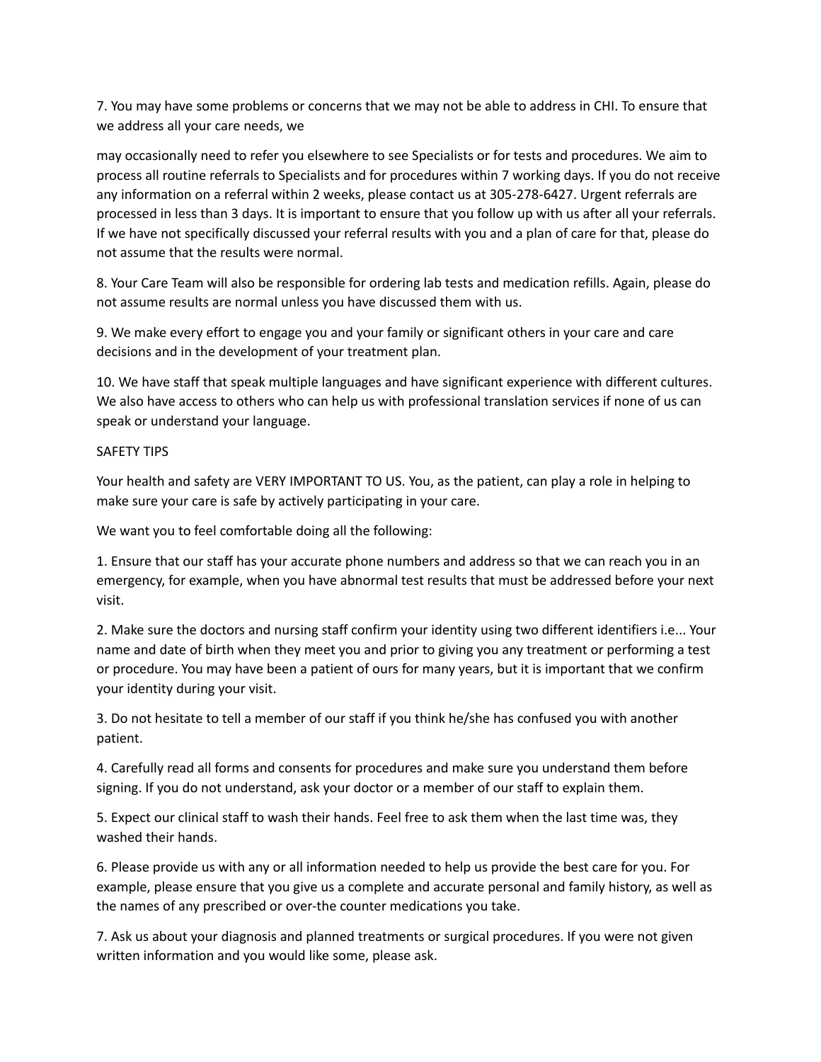7. You may have some problems or concerns that we may not be able to address in CHI. To ensure that we address all your care needs, we

may occasionally need to refer you elsewhere to see Specialists or for tests and procedures. We aim to process all routine referrals to Specialists and for procedures within 7 working days. If you do not receive any information on a referral within 2 weeks, please contact us at 305-278-6427. Urgent referrals are processed in less than 3 days. It is important to ensure that you follow up with us after all your referrals. If we have not specifically discussed your referral results with you and a plan of care for that, please do not assume that the results were normal.

8. Your Care Team will also be responsible for ordering lab tests and medication refills. Again, please do not assume results are normal unless you have discussed them with us.

9. We make every effort to engage you and your family or significant others in your care and care decisions and in the development of your treatment plan.

10. We have staff that speak multiple languages and have significant experience with different cultures. We also have access to others who can help us with professional translation services if none of us can speak or understand your language.

SAFETY TIPS

Your health and safety are VERY IMPORTANT TO US. You, as the patient, can play a role in helping to make sure your care is safe by actively participating in your care.

We want you to feel comfortable doing all the following:

1. Ensure that our staff has your accurate phone numbers and address so that we can reach you in an emergency, for example, when you have abnormal test results that must be addressed before your next visit.

2. Make sure the doctors and nursing staff confirm your identity using two different identifiers i.e... Your name and date of birth when they meet you and prior to giving you any treatment or performing a test or procedure. You may have been a patient of ours for many years, but it is important that we confirm your identity during your visit.

3. Do not hesitate to tell a member of our staff if you think he/she has confused you with another patient.

4. Carefully read all forms and consents for procedures and make sure you understand them before signing. If you do not understand, ask your doctor or a member of our staff to explain them.

5. Expect our clinical staff to wash their hands. Feel free to ask them when the last time was, they washed their hands.

6. Please provide us with any or all information needed to help us provide the best care for you. For example, please ensure that you give us a complete and accurate personal and family history, as well as the names of any prescribed or over-the counter medications you take.

7. Ask us about your diagnosis and planned treatments or surgical procedures. If you were not given written information and you would like some, please ask.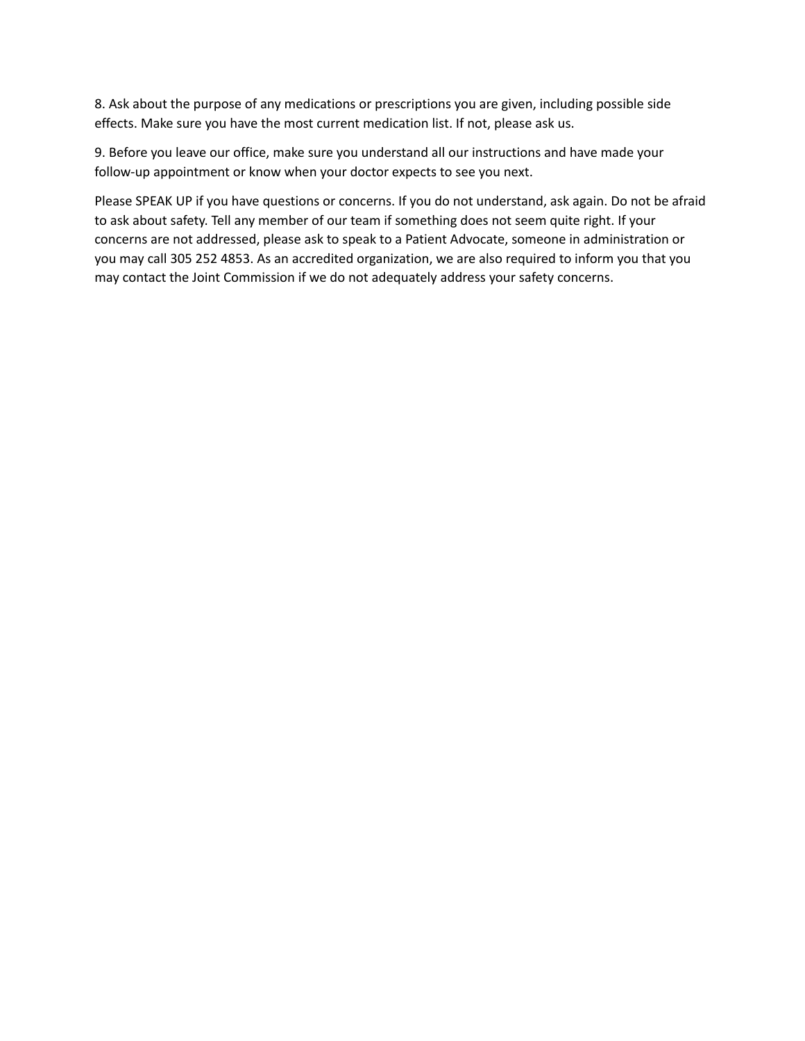8. Ask about the purpose of any medications or prescriptions you are given, including possible side effects. Make sure you have the most current medication list. If not, please ask us.

9. Before you leave our office, make sure you understand all our instructions and have made your follow-up appointment or know when your doctor expects to see you next.

Please SPEAK UP if you have questions or concerns. If you do not understand, ask again. Do not be afraid to ask about safety. Tell any member of our team if something does not seem quite right. If your concerns are not addressed, please ask to speak to a Patient Advocate, someone in administration or you may call 305 252 4853. As an accredited organization, we are also required to inform you that you may contact the Joint Commission if we do not adequately address your safety concerns.